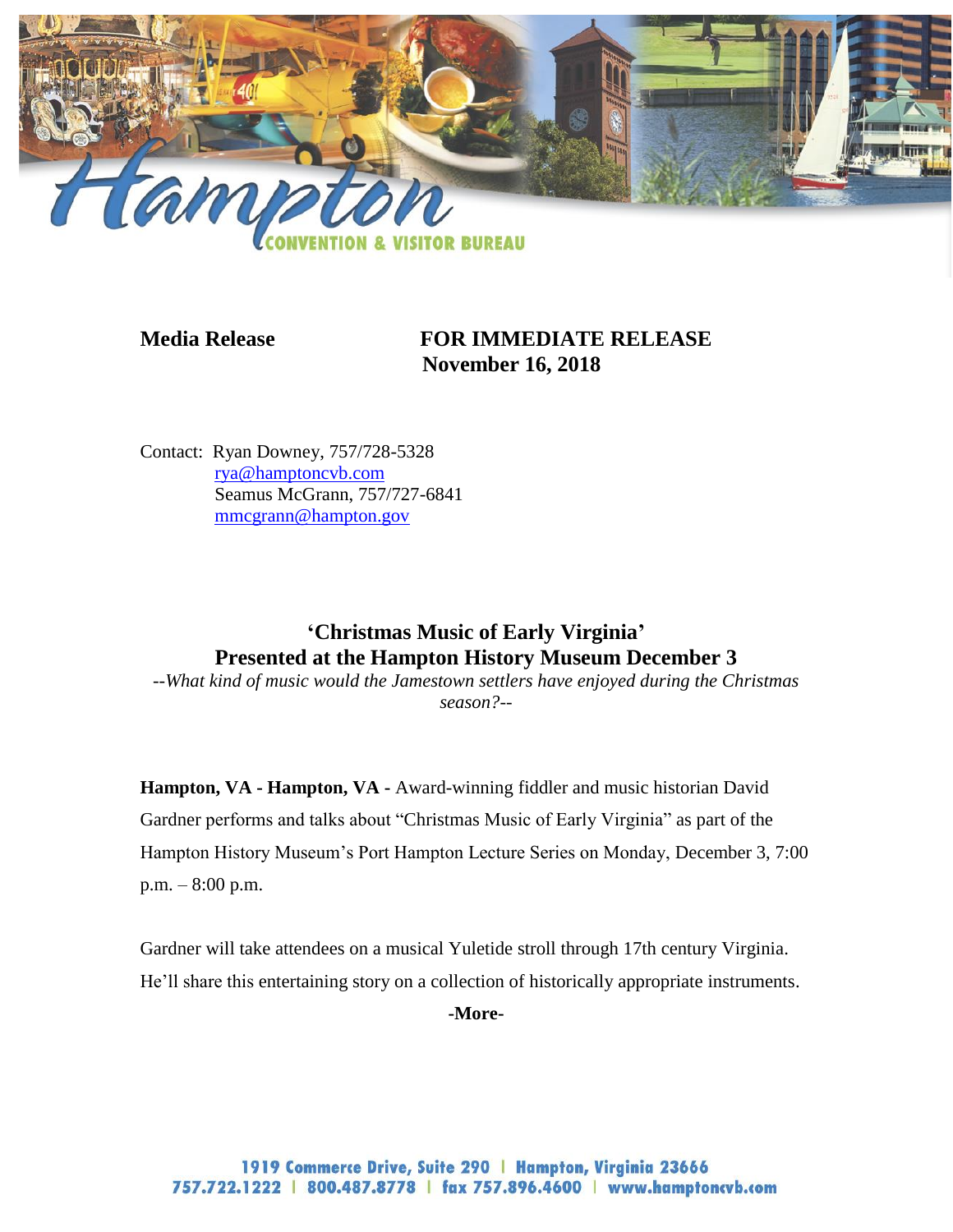**Media Release** **FOR IMMEDIATE RELEASE**
**November 16, 2018**

Contact: Ryan Downey, 757/728-5328
rya@hamptoncvb.com
Seamus McGrann, 757/727-6841
mmcgrann@hampton.gov

## 'Christmas Music of Early Virginia' Presented at the Hampton History Museum December 3

*--What kind of music would the Jamestown settlers have enjoyed during the Christmas season?--*

**Hampton, VA - Hampton, VA -** Award-winning fiddler and music historian David Gardner performs and talks about "Christmas Music of Early Virginia" as part of the Hampton History Museum's Port Hampton Lecture Series on Monday, December 3, 7:00 p.m. – 8:00 p.m.

Gardner will take attendees on a musical Yuletide stroll through 17th century Virginia. He'll share this entertaining story on a collection of historically appropriate instruments.

**-More-**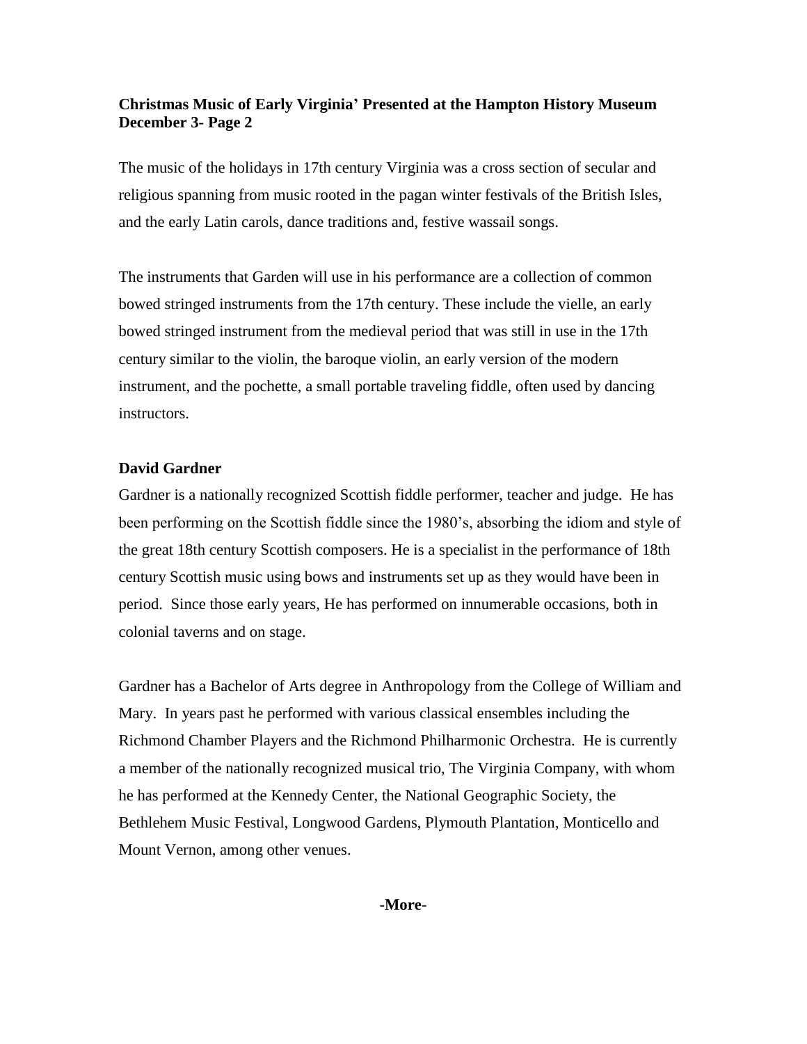**Christmas Music of Early Virginia' Presented at the Hampton History Museum December 3- Page 2**

The music of the holidays in 17th century Virginia was a cross section of secular and religious spanning from music rooted in the pagan winter festivals of the British Isles, and the early Latin carols, dance traditions and, festive wassail songs.

The instruments that Garden will use in his performance are a collection of common bowed stringed instruments from the 17th century. These include the vielle, an early bowed stringed instrument from the medieval period that was still in use in the 17th century similar to the violin, the baroque violin, an early version of the modern instrument, and the pochette, a small portable traveling fiddle, often used by dancing instructors.

**David Gardner**

Gardner is a nationally recognized Scottish fiddle performer, teacher and judge. He has been performing on the Scottish fiddle since the 1980's, absorbing the idiom and style of the great 18th century Scottish composers. He is a specialist in the performance of 18th century Scottish music using bows and instruments set up as they would have been in period. Since those early years, He has performed on innumerable occasions, both in colonial taverns and on stage.

Gardner has a Bachelor of Arts degree in Anthropology from the College of William and Mary. In years past he performed with various classical ensembles including the Richmond Chamber Players and the Richmond Philharmonic Orchestra. He is currently a member of the nationally recognized musical trio, The Virginia Company, with whom he has performed at the Kennedy Center, the National Geographic Society, the Bethlehem Music Festival, Longwood Gardens, Plymouth Plantation, Monticello and Mount Vernon, among other venues.

**-More-**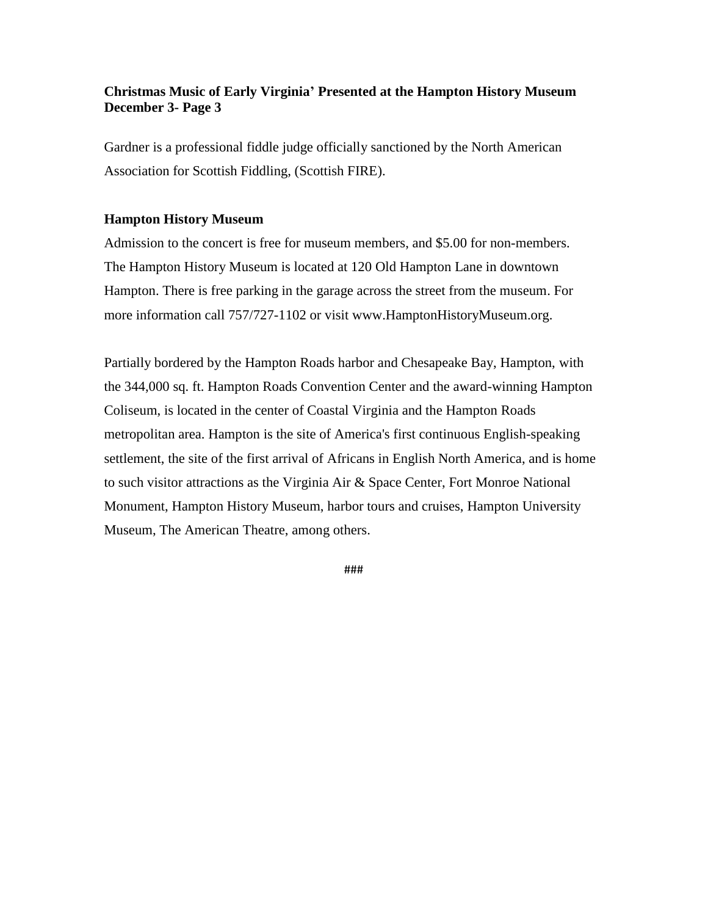Gardner is a professional fiddle judge officially sanctioned by the North American Association for Scottish Fiddling, (Scottish FIRE).

**Hampton History Museum**

Admission to the concert is free for museum members, and $5.00 for non-members. The Hampton History Museum is located at 120 Old Hampton Lane in downtown Hampton. There is free parking in the garage across the street from the museum. For more information call 757/727-1102 or visit www.HamptonHistoryMuseum.org.

Partially bordered by the Hampton Roads harbor and Chesapeake Bay, Hampton, with the 344,000 sq. ft. Hampton Roads Convention Center and the award-winning Hampton Coliseum, is located in the center of Coastal Virginia and the Hampton Roads metropolitan area. Hampton is the site of America's first continuous English-speaking settlement, the site of the first arrival of Africans in English North America, and is home to such visitor attractions as the Virginia Air & Space Center, Fort Monroe National Monument, Hampton History Museum, harbor tours and cruises, Hampton University Museum, The American Theatre, among others.

###